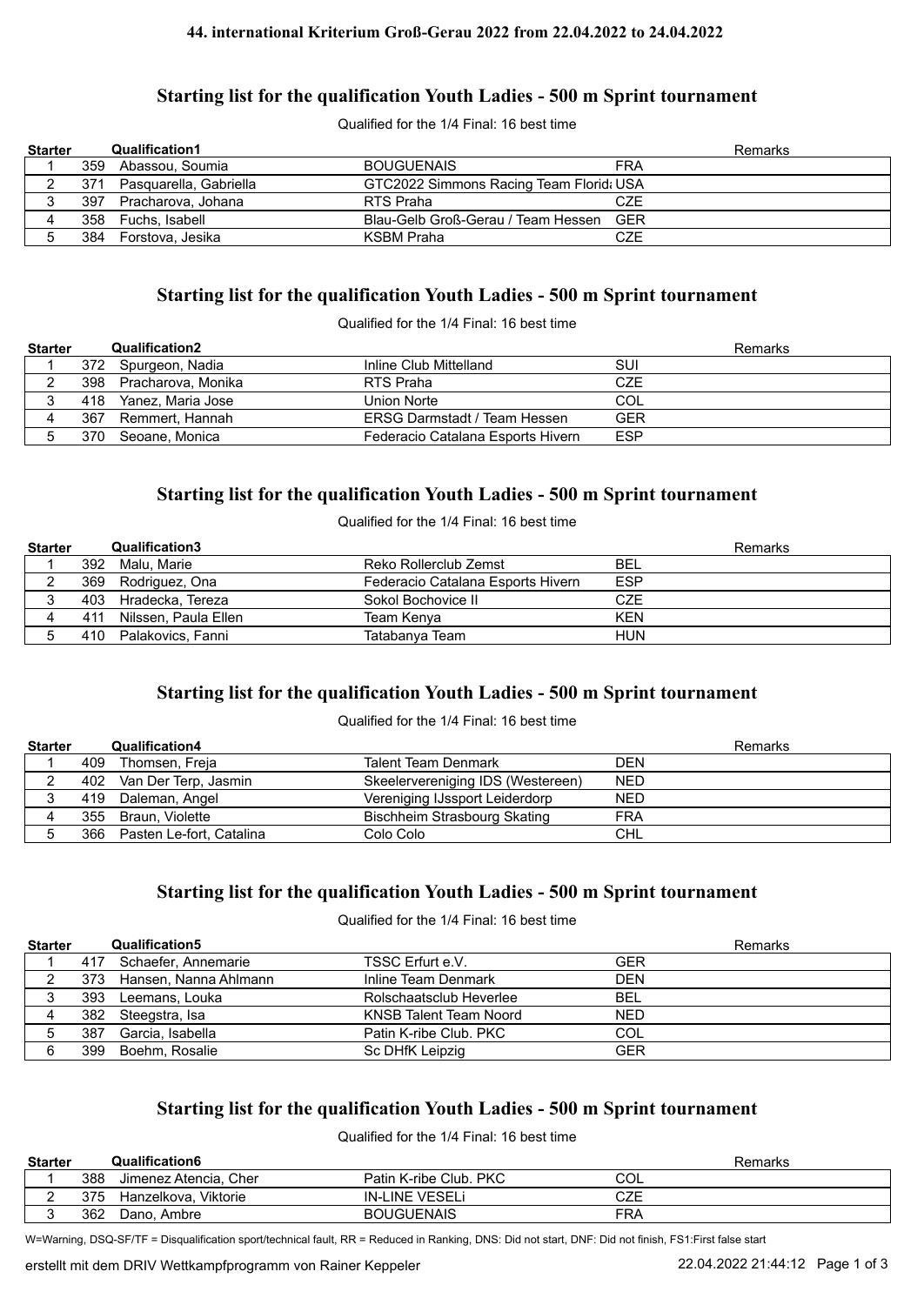# 44. international Kriterium Groß-Gerau 2022 from 22.04.2022 to 24.04.2022

## Starting list for the qualification Youth Ladies - 500 m Sprint tournament

Qualified for the 1/4 Final: 16 best time

| Starter | | Qualification1 | | | Remarks |
|---|---|---|---|---|---|
| 1 | 359 | Abassou, Soumia | BOUGUENAIS | FRA | |
| 2 | 371 | Pasquarella, Gabriella | GTC2022 Simmons Racing Team Florida | USA | |
| 3 | 397 | Pracharova, Johana | RTS Praha | CZE | |
| 4 | 358 | Fuchs, Isabell | Blau-Gelb Groß-Gerau / Team Hessen | GER | |
| 5 | 384 | Forstova, Jesika | KSBM Praha | CZE | |

## Starting list for the qualification Youth Ladies - 500 m Sprint tournament

Qualified for the 1/4 Final: 16 best time

| Starter | | Qualification2 | | | Remarks |
|---|---|---|---|---|---|
| 1 | 372 | Spurgeon, Nadia | Inline Club Mittelland | SUI | |
| 2 | 398 | Pracharova, Monika | RTS Praha | CZE | |
| 3 | 418 | Yanez, Maria Jose | Union Norte | COL | |
| 4 | 367 | Remmert, Hannah | ERSG Darmstadt / Team Hessen | GER | |
| 5 | 370 | Seoane, Monica | Federacio Catalana Esports Hivern | ESP | |

## Starting list for the qualification Youth Ladies - 500 m Sprint tournament

Qualified for the 1/4 Final: 16 best time

| Starter | | Qualification3 | | | Remarks |
|---|---|---|---|---|---|
| 1 | 392 | Malu, Marie | Reko Rollerclub Zemst | BEL | |
| 2 | 369 | Rodriguez, Ona | Federacio Catalana Esports Hivern | ESP | |
| 3 | 403 | Hradecka, Tereza | Sokol Bochovice II | CZE | |
| 4 | 411 | Nilssen, Paula Ellen | Team Kenya | KEN | |
| 5 | 410 | Palakovics, Fanni | Tatabanya Team | HUN | |

## Starting list for the qualification Youth Ladies - 500 m Sprint tournament

Qualified for the 1/4 Final: 16 best time

| Starter | | Qualification4 | | | Remarks |
|---|---|---|---|---|---|
| 1 | 409 | Thomsen, Freja | Talent Team Denmark | DEN | |
| 2 | 402 | Van Der Terp, Jasmin | Skeelervereniging IDS (Westereen) | NED | |
| 3 | 419 | Daleman, Angel | Vereniging IJssport Leiderdorp | NED | |
| 4 | 355 | Braun, Violette | Bischheim Strasbourg Skating | FRA | |
| 5 | 366 | Pasten Le-fort, Catalina | Colo Colo | CHL | |

## Starting list for the qualification Youth Ladies - 500 m Sprint tournament

Qualified for the 1/4 Final: 16 best time

| Starter | | Qualification5 | | | Remarks |
|---|---|---|---|---|---|
| 1 | 417 | Schaefer, Annemarie | TSSC Erfurt e.V. | GER | |
| 2 | 373 | Hansen, Nanna Ahlmann | Inline Team Denmark | DEN | |
| 3 | 393 | Leemans, Louka | Rolschaatsclub Heverlee | BEL | |
| 4 | 382 | Steegstra, Isa | KNSB Talent Team Noord | NED | |
| 5 | 387 | Garcia, Isabella | Patin K-ribe Club. PKC | COL | |
| 6 | 399 | Boehm, Rosalie | Sc DHfK Leipzig | GER | |

## Starting list for the qualification Youth Ladies - 500 m Sprint tournament

Qualified for the 1/4 Final: 16 best time

| Starter | | Qualification6 | | | Remarks |
|---|---|---|---|---|---|
| 1 | 388 | Jimenez Atencia, Cher | Patin K-ribe Club. PKC | COL | |
| 2 | 375 | Hanzelkova, Viktorie | IN-LINE VESELi | CZE | |
| 3 | 362 | Dano, Ambre | BOUGUENAIS | FRA | |

W=Warning, DSQ-SF/TF = Disqualification sport/technical fault, RR = Reduced in Ranking, DNS: Did not start, DNF: Did not finish, FS1:First false start

erstellt mit dem DRIV Wettkampfprogramm von Rainer Keppeler 22.04.2022 21:44:12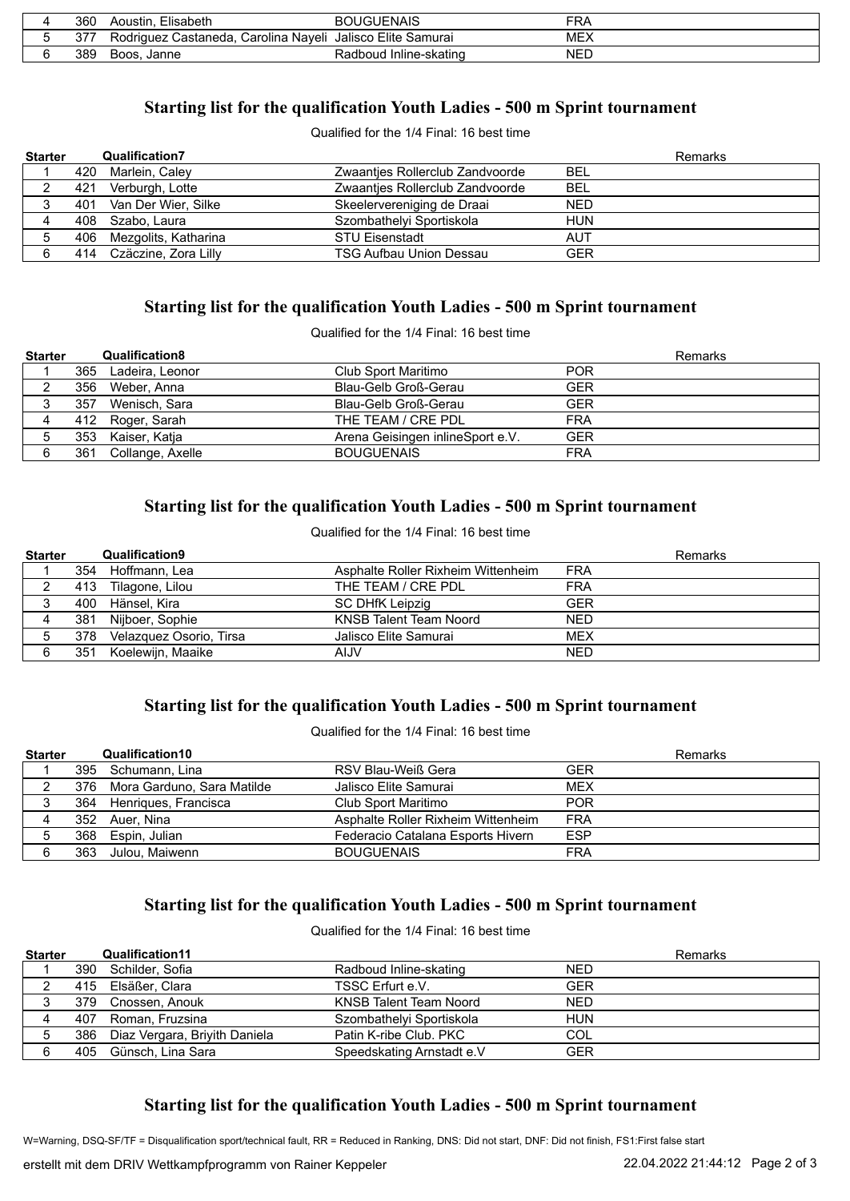| | | | | |
|---|---|---|---|---|
| 4 | 360 | Aoustin, Elisabeth | BOUGUENAIS | FRA |
| 5 | 377 | Rodriguez Castaneda, Carolina Nayeli | Jalisco Elite Samurai | MEX |
| 6 | 389 | Boos, Janne | Radboud Inline-skating | NED |

## Starting list for the qualification Youth Ladies - 500 m Sprint tournament

Qualified for the 1/4 Final: 16 best time

| Starter | | Qualification7 | | | Remarks |
|---|---|---|---|---|---|
| 1 | 420 | Marlein, Caley | Zwaantjes Rollerclub Zandvoorde | BEL | |
| 2 | 421 | Verburgh, Lotte | Zwaantjes Rollerclub Zandvoorde | BEL | |
| 3 | 401 | Van Der Wier, Silke | Skeelervereniging de Draai | NED | |
| 4 | 408 | Szabo, Laura | Szombathelyi Sportiskola | HUN | |
| 5 | 406 | Mezgolits, Katharina | STU Eisenstadt | AUT | |
| 6 | 414 | Czäczine, Zora Lilly | TSG Aufbau Union Dessau | GER | |

## Starting list for the qualification Youth Ladies - 500 m Sprint tournament

Qualified for the 1/4 Final: 16 best time

| Starter | | Qualification8 | | | Remarks |
|---|---|---|---|---|---|
| 1 | 365 | Ladeira, Leonor | Club Sport Maritimo | POR | |
| 2 | 356 | Weber, Anna | Blau-Gelb Groß-Gerau | GER | |
| 3 | 357 | Wenisch, Sara | Blau-Gelb Groß-Gerau | GER | |
| 4 | 412 | Roger, Sarah | THE TEAM / CRE PDL | FRA | |
| 5 | 353 | Kaiser, Katja | Arena Geisingen inlineSport e.V. | GER | |
| 6 | 361 | Collange, Axelle | BOUGUENAIS | FRA | |

## Starting list for the qualification Youth Ladies - 500 m Sprint tournament

Qualified for the 1/4 Final: 16 best time

| Starter | | Qualification9 | | | Remarks |
|---|---|---|---|---|---|
| 1 | 354 | Hoffmann, Lea | Asphalte Roller Rixheim Wittenheim | FRA | |
| 2 | 413 | Tilagone, Lilou | THE TEAM / CRE PDL | FRA | |
| 3 | 400 | Hänsel, Kira | SC DHfK Leipzig | GER | |
| 4 | 381 | Nijboer, Sophie | KNSB Talent Team Noord | NED | |
| 5 | 378 | Velazquez Osorio, Tirsa | Jalisco Elite Samurai | MEX | |
| 6 | 351 | Koelewijn, Maaike | AIJV | NED | |

## Starting list for the qualification Youth Ladies - 500 m Sprint tournament

Qualified for the 1/4 Final: 16 best time

| Starter | | Qualification10 | | | Remarks |
|---|---|---|---|---|---|
| 1 | 395 | Schumann, Lina | RSV Blau-Weiß Gera | GER | |
| 2 | 376 | Mora Garduno, Sara Matilde | Jalisco Elite Samurai | MEX | |
| 3 | 364 | Henriques, Francisca | Club Sport Maritimo | POR | |
| 4 | 352 | Auer, Nina | Asphalte Roller Rixheim Wittenheim | FRA | |
| 5 | 368 | Espin, Julian | Federacio Catalana Esports Hivern | ESP | |
| 6 | 363 | Julou, Maiwenn | BOUGUENAIS | FRA | |

## Starting list for the qualification Youth Ladies - 500 m Sprint tournament

Qualified for the 1/4 Final: 16 best time

| Starter | | Qualification11 | | | Remarks |
|---|---|---|---|---|---|
| 1 | 390 | Schilder, Sofia | Radboud Inline-skating | NED | |
| 2 | 415 | Elsäßer, Clara | TSSC Erfurt e.V. | GER | |
| 3 | 379 | Cnossen, Anouk | KNSB Talent Team Noord | NED | |
| 4 | 407 | Roman, Fruzsina | Szombathelyi Sportiskola | HUN | |
| 5 | 386 | Diaz Vergara, Briyith Daniela | Patin K-ribe Club. PKC | COL | |
| 6 | 405 | Günsch, Lina Sara | Speedskating Arnstadt e.V | GER | |

## Starting list for the qualification Youth Ladies - 500 m Sprint tournament

W=Warning, DSQ-SF/TF = Disqualification sport/technical fault, RR = Reduced in Ranking, DNS: Did not start, DNF: Did not finish, FS1:First false start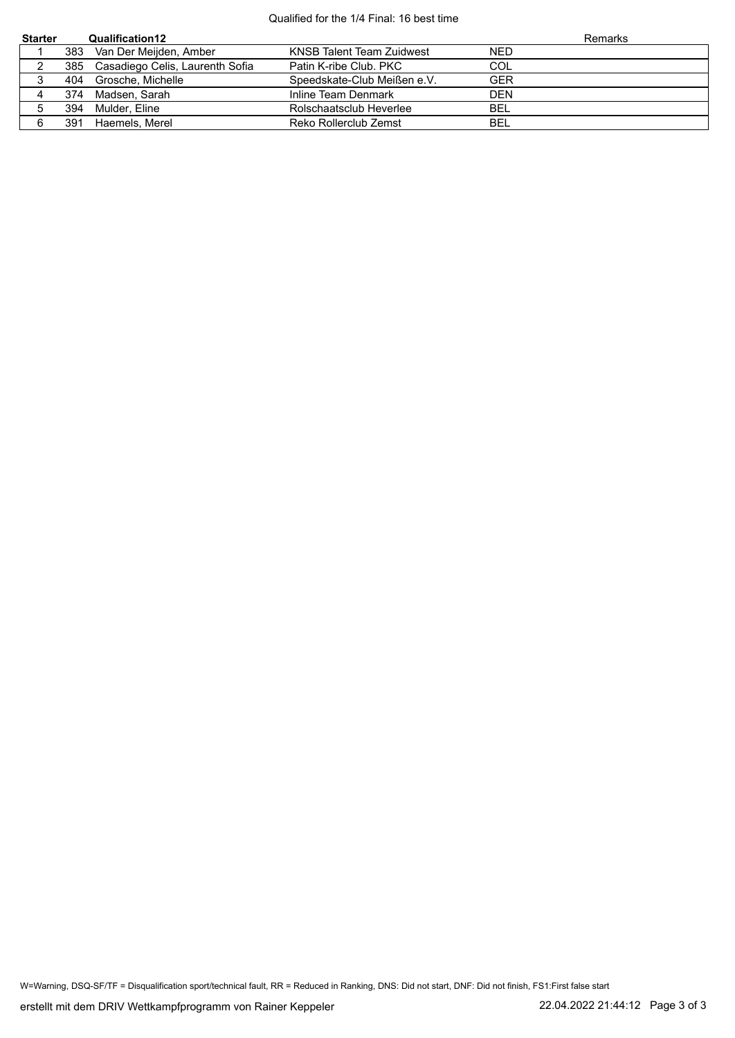Qualified for the 1/4 Final: 16 best time

| Starter | | Qualification12 | | | Remarks |
|---|---|---|---|---|---|
| 1 | 383 | Van Der Meijden, Amber | KNSB Talent Team Zuidwest | NED | |
| 2 | 385 | Casadiego Celis, Laurenth Sofia | Patin K-ribe Club. PKC | COL | |
| 3 | 404 | Grosche, Michelle | Speedskate-Club Meißen e.V. | GER | |
| 4 | 374 | Madsen, Sarah | Inline Team Denmark | DEN | |
| 5 | 394 | Mulder, Eline | Rolschaatsclub Heverlee | BEL | |
| 6 | 391 | Haemels, Merel | Reko Rollerclub Zemst | BEL | |

W=Warning, DSQ-SF/TF = Disqualification sport/technical fault, RR = Reduced in Ranking, DNS: Did not start, DNF: Did not finish, FS1:First false start

erstellt mit dem DRIV Wettkampfprogramm von Rainer Keppeler

22.04.2022 21:44:12